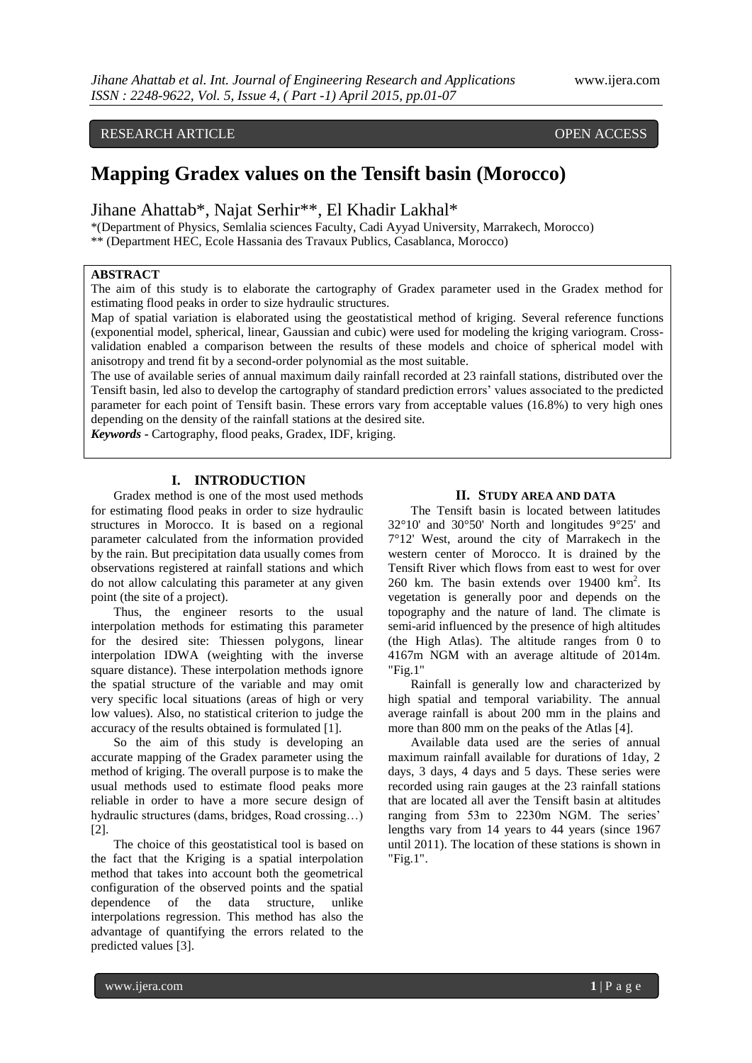RESEARCH ARTICLE OPEN ACCESS

# Mapping Gradex values on the Tensift basin (Morocco)

Jihane Ahattab*, Najat Serhir**, El Khadir Lakhal*

*(Department of Physics, Semlalia sciences Faculty, Cadi Ayyad University, Marrakech, Morocco)
** (Department HEC, Ecole Hassania des Travaux Publics, Casablanca, Morocco)

**ABSTRACT**

The aim of this study is to elaborate the cartography of Gradex parameter used in the Gradex method for estimating flood peaks in order to size hydraulic structures.

Map of spatial variation is elaborated using the geostatistical method of kriging. Several reference functions (exponential model, spherical, linear, Gaussian and cubic) were used for modeling the kriging variogram. Cross-validation enabled a comparison between the results of these models and choice of spherical model with anisotropy and trend fit by a second-order polynomial as the most suitable.

The use of available series of annual maximum daily rainfall recorded at 23 rainfall stations, distributed over the Tensift basin, led also to develop the cartography of standard prediction errors' values associated to the predicted parameter for each point of Tensift basin. These errors vary from acceptable values (16.8%) to very high ones depending on the density of the rainfall stations at the desired site.

***Keywords -*** Cartography, flood peaks, Gradex, IDF, kriging.

## I. INTRODUCTION

Gradex method is one of the most used methods for estimating flood peaks in order to size hydraulic structures in Morocco. It is based on a regional parameter calculated from the information provided by the rain. But precipitation data usually comes from observations registered at rainfall stations and which do not allow calculating this parameter at any given point (the site of a project).

Thus, the engineer resorts to the usual interpolation methods for estimating this parameter for the desired site: Thiessen polygons, linear interpolation IDWA (weighting with the inverse square distance). These interpolation methods ignore the spatial structure of the variable and may omit very specific local situations (areas of high or very low values). Also, no statistical criterion to judge the accuracy of the results obtained is formulated [1].

So the aim of this study is developing an accurate mapping of the Gradex parameter using the method of kriging. The overall purpose is to make the usual methods used to estimate flood peaks more reliable in order to have a more secure design of hydraulic structures (dams, bridges, Road crossing…) [2].

The choice of this geostatistical tool is based on the fact that the Kriging is a spatial interpolation method that takes into account both the geometrical configuration of the observed points and the spatial dependence of the data structure, unlike interpolations regression. This method has also the advantage of quantifying the errors related to the predicted values [3].

## II. STUDY AREA AND DATA

The Tensift basin is located between latitudes 32°10' and 30°50' North and longitudes 9°25' and 7°12' West, around the city of Marrakech in the western center of Morocco. It is drained by the Tensift River which flows from east to west for over 260 km. The basin extends over 19400 km$^2$. Its vegetation is generally poor and depends on the topography and the nature of land. The climate is semi-arid influenced by the presence of high altitudes (the High Atlas). The altitude ranges from 0 to 4167m NGM with an average altitude of 2014m. "Fig.1"

Rainfall is generally low and characterized by high spatial and temporal variability. The annual average rainfall is about 200 mm in the plains and more than 800 mm on the peaks of the Atlas [4].

Available data used are the series of annual maximum rainfall available for durations of 1day, 2 days, 3 days, 4 days and 5 days. These series were recorded using rain gauges at the 23 rainfall stations that are located all aver the Tensift basin at altitudes ranging from 53m to 2230m NGM. The series' lengths vary from 14 years to 44 years (since 1967 until 2011). The location of these stations is shown in "Fig.1".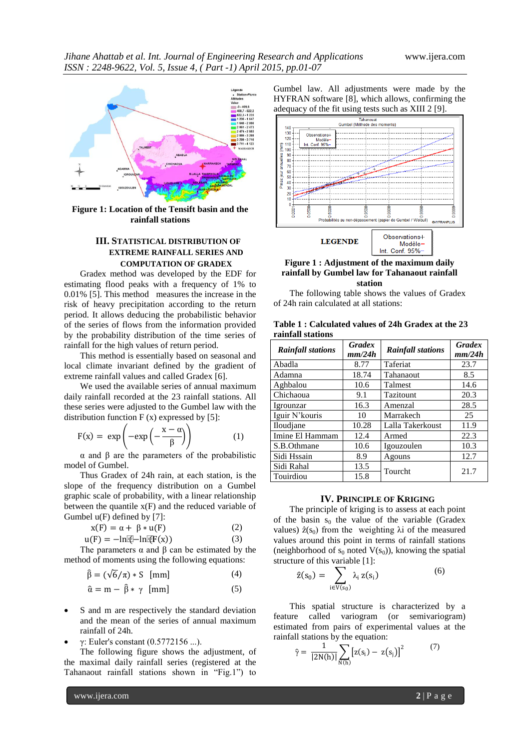Figure 1: Location of the Tensift basin and the rainfall stations

### III. STATISTICAL DISTRIBUTION OF EXTREME RAINFALL SERIES AND COMPUTATION OF GRADEX

Gradex method was developed by the EDF for estimating flood peaks with a frequency of 1% to 0.01% [5]. This method measures the increase in the risk of heavy precipitation according to the return period. It allows deducing the probabilistic behavior of the series of flows from the information provided by the probability distribution of the time series of rainfall for the high values of return period.

This method is essentially based on seasonal and local climate invariant defined by the gradient of extreme rainfall values and called Gradex [6].

We used the available series of annual maximum daily rainfall recorded at the 23 rainfall stations. All these series were adjusted to the Gumbel law with the distribution function F (x) expressed by [5]:

$$F(x) = \exp\left(-\exp\left(-\frac{x-\alpha}{\beta}\right)\right) \qquad (1)$$

$\alpha$ and $\beta$ are the parameters of the probabilistic model of Gumbel.

Thus Gradex of 24h rain, at each station, is the slope of the frequency distribution on a Gumbel graphic scale of probability, with a linear relationship between the quantile x(F) and the reduced variable of Gumbel u(F) defined by [7]:

$$x(F) = \alpha + \beta * u(F) \qquad (2)$$

$$u(F) = -\ln(-\ln(F(x)) \qquad (3)$$

The parameters $\alpha$ and $\beta$ can be estimated by the method of moments using the following equations:

$$\hat{\beta} = (\sqrt{6}/\pi) * S \quad [mm] \qquad (4)$$

$$\hat{\alpha} = m - \hat{\beta} * \gamma \quad [mm] \qquad (5)$$

- S and m are respectively the standard deviation and the mean of the series of annual maximum rainfall of 24h.
- $\gamma$: Euler's constant (0.5772156 ...).

The following figure shows the adjustment, of the maximal daily rainfall series (registered at the Tahanaout rainfall stations shown in "Fig.1") to Gumbel law. All adjustments were made by the HYFRAN software [8], which allows, confirming the adequacy of the fit using tests such as XIII 2 [9].

LEGENDE

Figure 1 : Adjustment of the maximum daily rainfall by Gumbel law for Tahanaout rainfall station

The following table shows the values of Gradex of 24h rain calculated at all stations:

Table 1 : Calculated values of 24h Gradex at the 23 rainfall stations

| *Rainfall stations* | *Gradex mm/24h* | *Rainfall stations* | *Gradex mm/24h* |
|---|---|---|---|
| Abadla | 8.77 | Taferiat | 23.7 |
| Adamna | 18.74 | Tahanaout | 8.5 |
| Aghbalou | 10.6 | Talmest | 14.6 |
| Chichaoua | 9.1 | Tazitount | 20.3 |
| Igrounzar | 16.3 | Amenzal | 28.5 |
| Iguir N'kouris | 10 | Marrakech | 25 |
| Iloudjane | 10.28 | Lalla Takerkoust | 11.9 |
| Imine El Hammam | 12.4 | Armed | 22.3 |
| S.B.Othmane | 10.6 | Igouzoulen | 10.3 |
| Sidi Hssain | 8.9 | Agouns | 12.7 |
| Sidi Rahal | 13.5 | Tourcht | 21.7 |
| Touirdiou | 15.8 | | |

### IV. PRINCIPLE OF KRIGING

The principle of kriging is to assess at each point of the basin $s_0$ the value of the variable (Gradex values) $\hat{z}(s_0)$ from the weighting $\lambda i$ of the measured values around this point in terms of rainfall stations (neighborhood of $s_0$ noted $V(s_0)$), knowing the spatial structure of this variable [1]:

$$\hat{z}(s_0) = \sum_{i \in V(s_0)} \lambda_i \, z(s_i) \qquad (6)$$

This spatial structure is characterized by a feature called variogram (or semivariogram) estimated from pairs of experimental values at the rainfall stations by the equation:

$$\hat{\gamma} = \frac{1}{|2N(h)|} \sum_{N(h)} \left[z(s_i) - z(s_j)\right]^2 \qquad (7)$$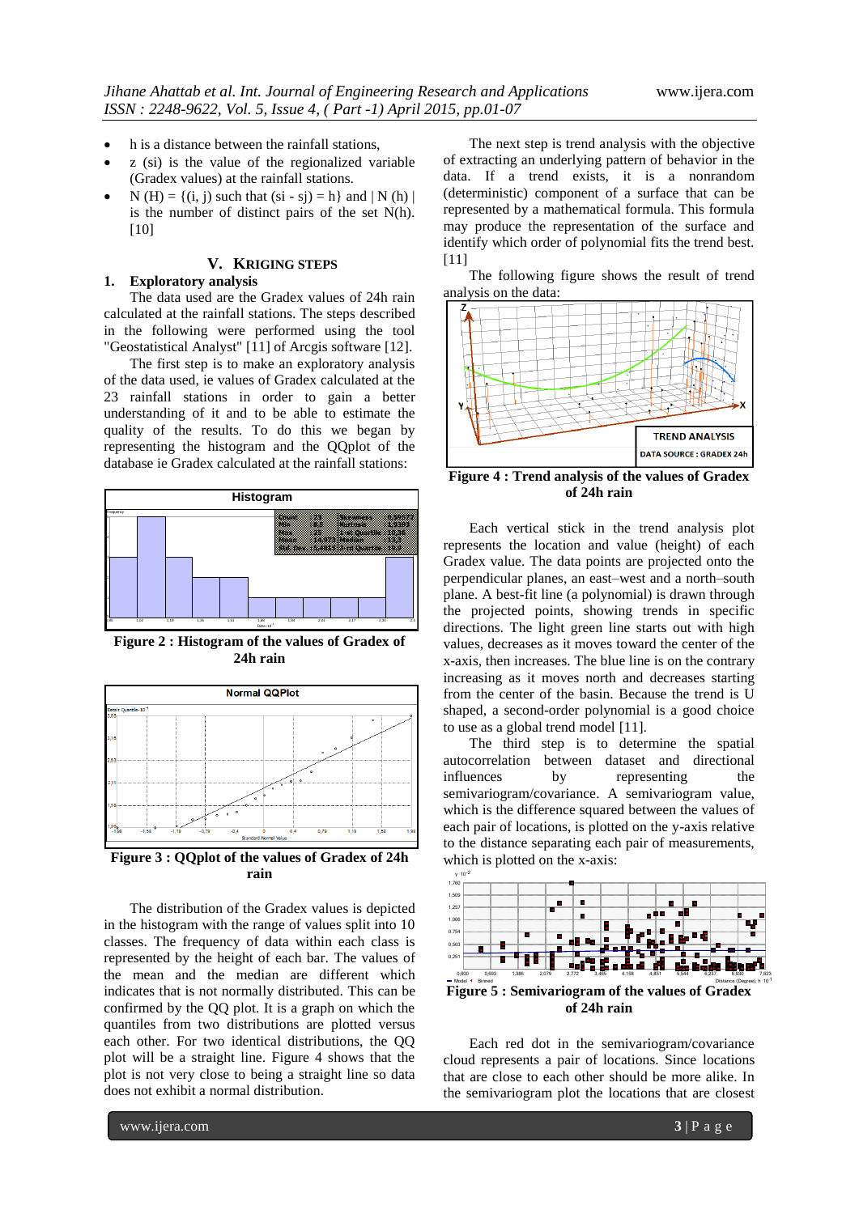- h is a distance between the rainfall stations,
- z (si) is the value of the regionalized variable (Gradex values) at the rainfall stations.
- N (H) = {(i, j) such that (si - sj) = h} and | N (h) | is the number of distinct pairs of the set N(h). [10]

## V. KRIGING STEPS

### 1. Exploratory analysis

The data used are the Gradex values of 24h rain calculated at the rainfall stations. The steps described in the following were performed using the tool "Geostatistical Analyst" [11] of Arcgis software [12].

The first step is to make an exploratory analysis of the data used, ie values of Gradex calculated at the 23 rainfall stations in order to gain a better understanding of it and to be able to estimate the quality of the results. To do this we began by representing the histogram and the QQplot of the database ie Gradex calculated at the rainfall stations:

**Figure 2 : Histogram of the values of Gradex of 24h rain**

**Figure 3 : QQplot of the values of Gradex of 24h rain**

The distribution of the Gradex values is depicted in the histogram with the range of values split into 10 classes. The frequency of data within each class is represented by the height of each bar. The values of the mean and the median are different which indicates that is not normally distributed. This can be confirmed by the QQ plot. It is a graph on which the quantiles from two distributions are plotted versus each other. For two identical distributions, the QQ plot will be a straight line. Figure 4 shows that the plot is not very close to being a straight line so data does not exhibit a normal distribution.

The next step is trend analysis with the objective of extracting an underlying pattern of behavior in the data. If a trend exists, it is a nonrandom (deterministic) component of a surface that can be represented by a mathematical formula. This formula may produce the representation of the surface and identify which order of polynomial fits the trend best. [11]

The following figure shows the result of trend analysis on the data:

**Figure 4 : Trend analysis of the values of Gradex of 24h rain**

Each vertical stick in the trend analysis plot represents the location and value (height) of each Gradex value. The data points are projected onto the perpendicular planes, an east–west and a north–south plane. A best-fit line (a polynomial) is drawn through the projected points, showing trends in specific directions. The light green line starts out with high values, decreases as it moves toward the center of the x-axis, then increases. The blue line is on the contrary increasing as it moves north and decreases starting from the center of the basin. Because the trend is U shaped, a second-order polynomial is a good choice to use as a global trend model [11].

The third step is to determine the spatial autocorrelation between dataset and directional influences by representing the semivariogram/covariance. A semivariogram value, which is the difference squared between the values of each pair of locations, is plotted on the y-axis relative to the distance separating each pair of measurements, which is plotted on the x-axis:

**Figure 5 : Semivariogram of the values of Gradex of 24h rain**

Each red dot in the semivariogram/covariance cloud represents a pair of locations. Since locations that are close to each other should be more alike. In the semivariogram plot the locations that are closest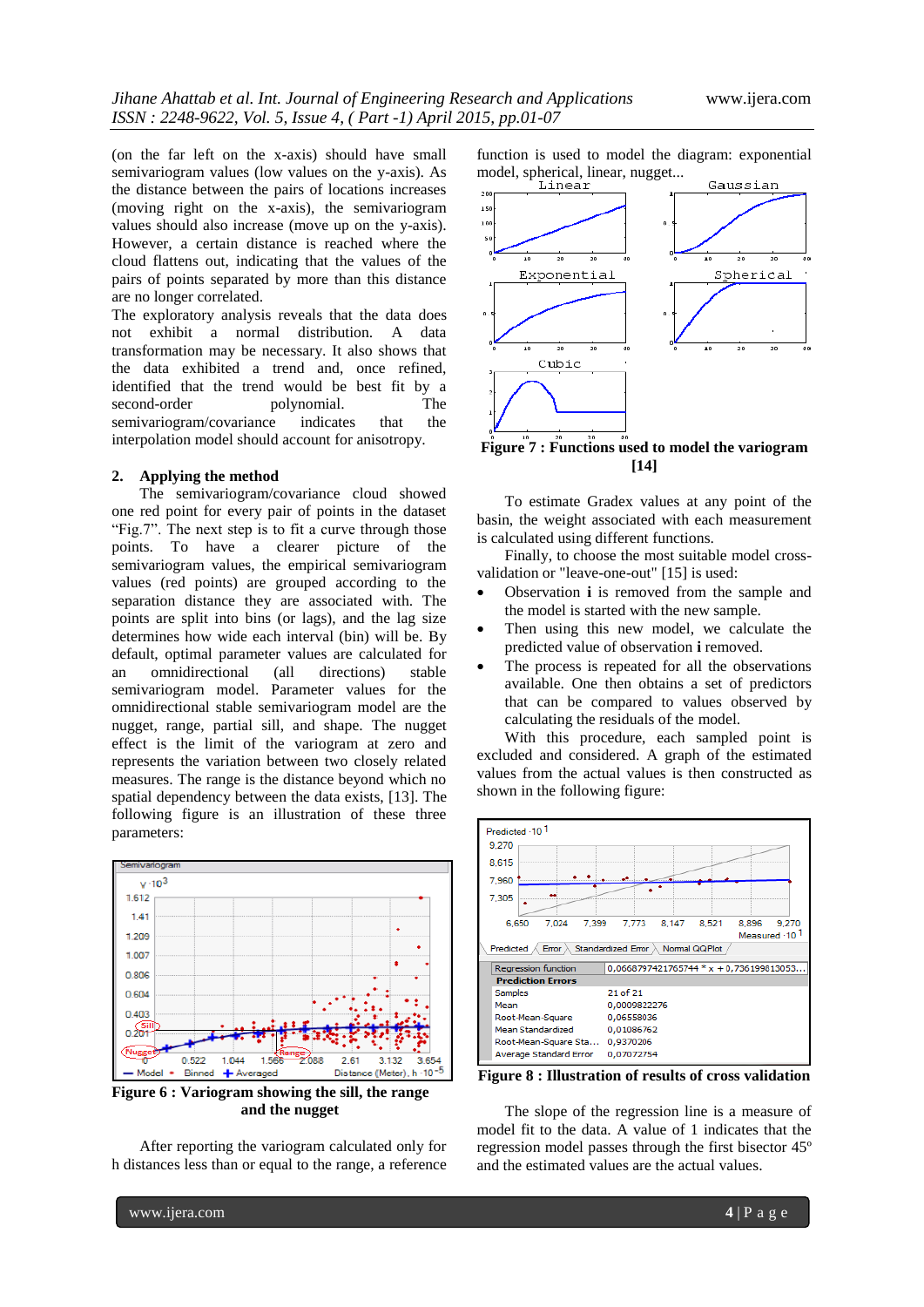(on the far left on the x-axis) should have small semivariogram values (low values on the y-axis). As the distance between the pairs of locations increases (moving right on the x-axis), the semivariogram values should also increase (move up on the y-axis). However, a certain distance is reached where the cloud flattens out, indicating that the values of the pairs of points separated by more than this distance are no longer correlated.

The exploratory analysis reveals that the data does not exhibit a normal distribution. A data transformation may be necessary. It also shows that the data exhibited a trend and, once refined, identified that the trend would be best fit by a second-order polynomial. The semivariogram/covariance indicates that the interpolation model should account for anisotropy.

## 2. Applying the method

The semivariogram/covariance cloud showed one red point for every pair of points in the dataset "Fig.7". The next step is to fit a curve through those points. To have a clearer picture of the semivariogram values, the empirical semivariogram values (red points) are grouped according to the separation distance they are associated with. The points are split into bins (or lags), and the lag size determines how wide each interval (bin) will be. By default, optimal parameter values are calculated for an omnidirectional (all directions) stable semivariogram model. Parameter values for the omnidirectional stable semivariogram model are the nugget, range, partial sill, and shape. The nugget effect is the limit of the variogram at zero and represents the variation between two closely related measures. The range is the distance beyond which no spatial dependency between the data exists, [13]. The following figure is an illustration of these three parameters:

**Figure 6 : Variogram showing the sill, the range and the nugget**

After reporting the variogram calculated only for h distances less than or equal to the range, a reference function is used to model the diagram: exponential model, spherical, linear, nugget...

**Figure 7 : Functions used to model the variogram [14]**

To estimate Gradex values at any point of the basin, the weight associated with each measurement is calculated using different functions.

Finally, to choose the most suitable model cross-validation or "leave-one-out" [15] is used:

- Observation **i** is removed from the sample and the model is started with the new sample.
- Then using this new model, we calculate the predicted value of observation **i** removed.
- The process is repeated for all the observations available. One then obtains a set of predictors that can be compared to values observed by calculating the residuals of the model.

With this procedure, each sampled point is excluded and considered. A graph of the estimated values from the actual values is then constructed as shown in the following figure:

**Figure 8 : Illustration of results of cross validation**

The slope of the regression line is a measure of model fit to the data. A value of 1 indicates that the regression model passes through the first bisector 45º and the estimated values are the actual values.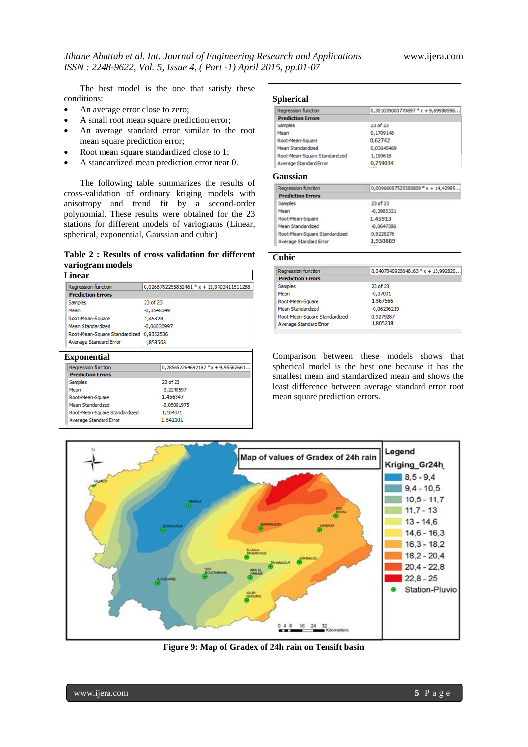The best model is the one that satisfy these conditions:

- An average error close to zero;
- A small root mean square prediction error;
- An average standard error similar to the root mean square prediction error;
- Root mean square standardized close to 1;
- A standardized mean prediction error near 0.

The following table summarizes the results of cross-validation of ordinary kriging models with anisotropy and trend fit by a second-order polynomial. These results were obtained for the 23 stations for different models of variograms (Linear, spherical, exponential, Gaussian and cubic)

**Table 2 : Results of cross validation for different variogram models**

**Linear**

| Regression function | 0,0268762255852461 * x + 13,9403411511288 |
|---|---|
| **Prediction Errors** | |
| Samples | 23 of 23 |
| Mean | -0,3546049 |
| Root-Mean-Square | 1,45328 |
| Mean Standardized | -0,06030997 |
| Root-Mean-Square Standardized | 0,9352536 |
| Average Standard Error | 1,859568 |

**Exponential**

| Regression function | 0,285652264692182 * x + 9,95562661... |
|---|---|
| **Prediction Errors** | |
| Samples | 23 of 23 |
| Mean | -0,2240597 |
| Root-Mean-Square | 1,456347 |
| Mean Standardized | -0,05001975 |
| Root-Mean-Square Standardized | 1,104371 |
| Average Standard Error | 1,342101 |

**Spherical**

| Regression function | 0,351039000770897 * x + 9,69988598... |
|---|---|
| **Prediction Errors** | |
| Samples | 23 of 23 |
| Mean | 0,1709148 |
| Root-Mean-Square | 0,62742 |
| Mean Standardized | 0,03645469 |
| Root-Mean-Square Standardized | 1,190618 |
| Average Standard Error | 0,759034 |

**Gaussian**

| Regression function | 0,00966087525588809 * x + 14,42985... |
|---|---|
| **Prediction Errors** | |
| Samples | 23 of 23 |
| Mean | -0,3985321 |
| Root-Mean-Square | 1,45913 |
| Mean Standardized | -0,0647386 |
| Root-Mean-Square Standardized | 0,9226276 |
| Average Standard Error | 1,930889 |

**Cubic**

| Regression function | 0,0407340926648163 * x + 13,992820... |
|---|---|
| **Prediction Errors** | |
| Samples | 23 of 23 |
| Mean | -0,37031 |
| Root-Mean-Square | 1,367566 |
| Mean Standardized | -0,06236219 |
| Root-Mean-Square Standardized | 0,9279287 |
| Average Standard Error | 1,805238 |

Comparison between these models shows that spherical model is the best one because it has the smallest mean and standardized mean and shows the least difference between average standard error root mean square prediction errors.

**Figure 9: Map of Gradex of 24h rain on Tensift basin**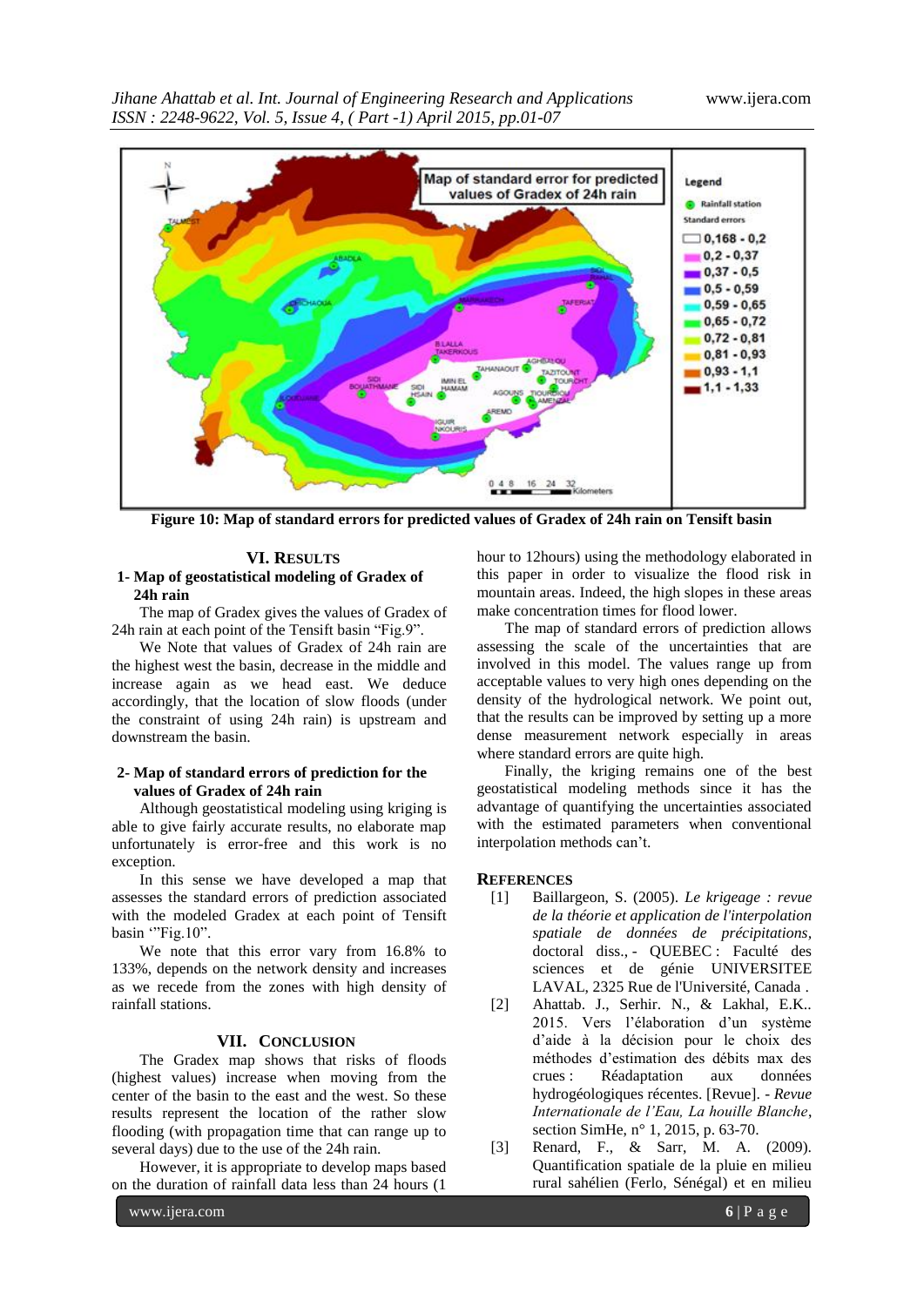Figure 10: Map of standard errors for predicted values of Gradex of 24h rain on Tensift basin

## VI. Results

### 1- Map of geostatistical modeling of Gradex of 24h rain

The map of Gradex gives the values of Gradex of 24h rain at each point of the Tensift basin "Fig.9".

We Note that values of Gradex of 24h rain are the highest west the basin, decrease in the middle and increase again as we head east. We deduce accordingly, that the location of slow floods (under the constraint of using 24h rain) is upstream and downstream the basin.

### 2- Map of standard errors of prediction for the values of Gradex of 24h rain

Although geostatistical modeling using kriging is able to give fairly accurate results, no elaborate map unfortunately is error-free and this work is no exception.

In this sense we have developed a map that assesses the standard errors of prediction associated with the modeled Gradex at each point of Tensift basin '"Fig.10".

We note that this error vary from 16.8% to 133%, depends on the network density and increases as we recede from the zones with high density of rainfall stations.

## VII. Conclusion

The Gradex map shows that risks of floods (highest values) increase when moving from the center of the basin to the east and the west. So these results represent the location of the rather slow flooding (with propagation time that can range up to several days) due to the use of the 24h rain.

However, it is appropriate to develop maps based on the duration of rainfall data less than 24 hours (1 hour to 12hours) using the methodology elaborated in this paper in order to visualize the flood risk in mountain areas. Indeed, the high slopes in these areas make concentration times for flood lower.

The map of standard errors of prediction allows assessing the scale of the uncertainties that are involved in this model. The values range up from acceptable values to very high ones depending on the density of the hydrological network. We point out, that the results can be improved by setting up a more dense measurement network especially in areas where standard errors are quite high.

Finally, the kriging remains one of the best geostatistical modeling methods since it has the advantage of quantifying the uncertainties associated with the estimated parameters when conventional interpolation methods can't.

## References

[1] Baillargeon, S. (2005). *Le krigeage : revue de la théorie et application de l'interpolation spatiale de données de précipitations*, doctoral diss., - QUEBEC : Faculté des sciences et de génie UNIVERSITEE LAVAL, 2325 Rue de l'Université, Canada .

[2] Ahattab. J., Serhir. N., & Lakhal, E.K.. 2015. Vers l'élaboration d'un système d'aide à la décision pour le choix des méthodes d'estimation des débits max des crues : Réadaptation aux données hydrogéologiques récentes. [Revue]. - *Revue Internationale de l'Eau, La houille Blanche*, section SimHe, n° 1, 2015, p. 63-70.

[3] Renard, F., & Sarr, M. A. (2009). Quantification spatiale de la pluie en milieu rural sahélien (Ferlo, Sénégal) et en milieu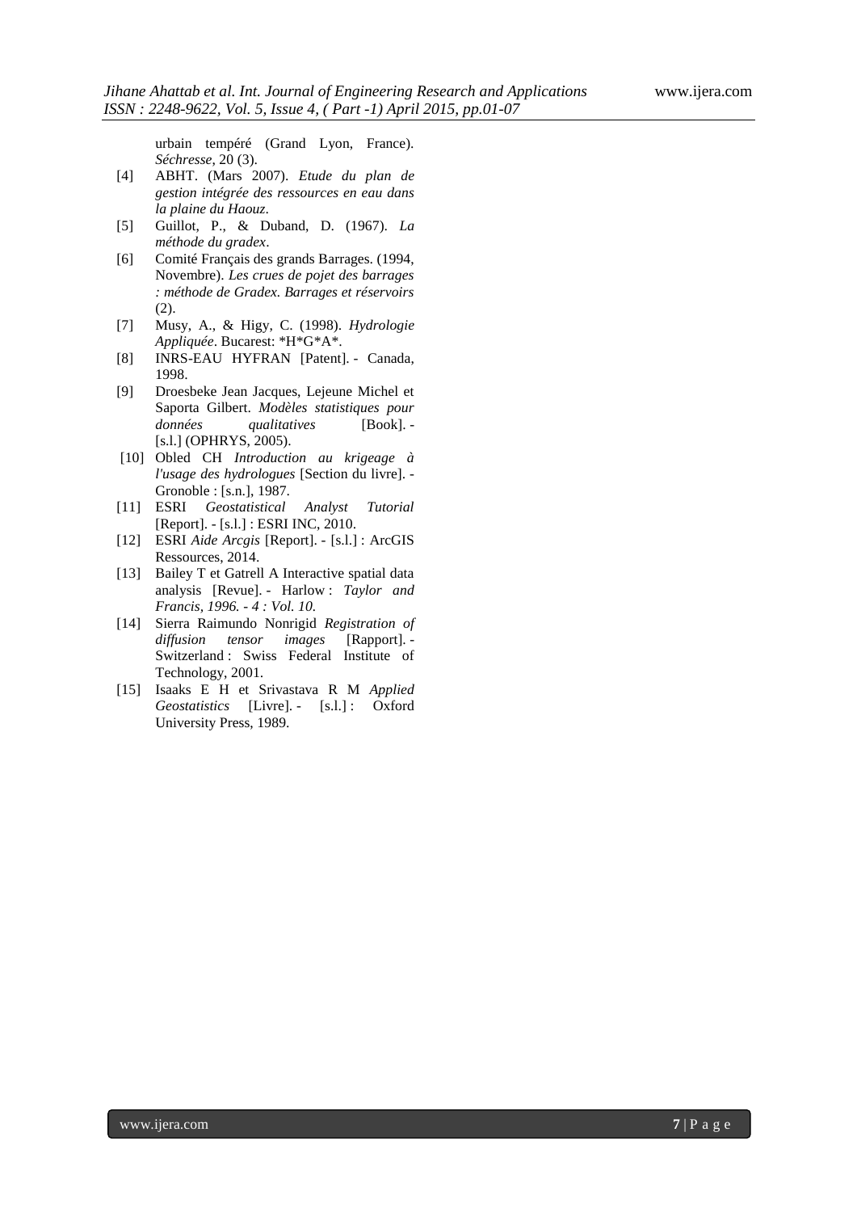urbain tempéré (Grand Lyon, France). *Séchresse*, 20 (3).

[4] ABHT. (Mars 2007). *Etude du plan de gestion intégrée des ressources en eau dans la plaine du Haouz*.

[5] Guillot, P., & Duband, D. (1967). *La méthode du gradex*.

[6] Comité Français des grands Barrages. (1994, Novembre). *Les crues de pojet des barrages : méthode de Gradex. Barrages et réservoirs* (2).

[7] Musy, A., & Higy, C. (1998). *Hydrologie Appliquée*. Bucarest: *H*G*A*.

[8] INRS-EAU HYFRAN [Patent]. - Canada, 1998.

[9] Droesbeke Jean Jacques, Lejeune Michel et Saporta Gilbert. *Modèles statistiques pour données qualitatives* [Book]. - [s.l.] (OPHRYS, 2005).

[10] Obled CH *Introduction au krigeage à l'usage des hydrologues* [Section du livre]. - Gronoble : [s.n.], 1987.

[11] ESRI *Geostatistical Analyst Tutorial* [Report]. - [s.l.] : ESRI INC, 2010.

[12] ESRI *Aide Arcgis* [Report]. - [s.l.] : ArcGIS Ressources, 2014.

[13] Bailey T et Gatrell A Interactive spatial data analysis [Revue]. - Harlow : *Taylor and Francis, 1996. - 4 : Vol. 10.*

[14] Sierra Raimundo Nonrigid *Registration of diffusion tensor images* [Rapport]. - Switzerland : Swiss Federal Institute of Technology, 2001.

[15] Isaaks E H et Srivastava R M *Applied Geostatistics* [Livre]. - [s.l.] : Oxford University Press, 1989.